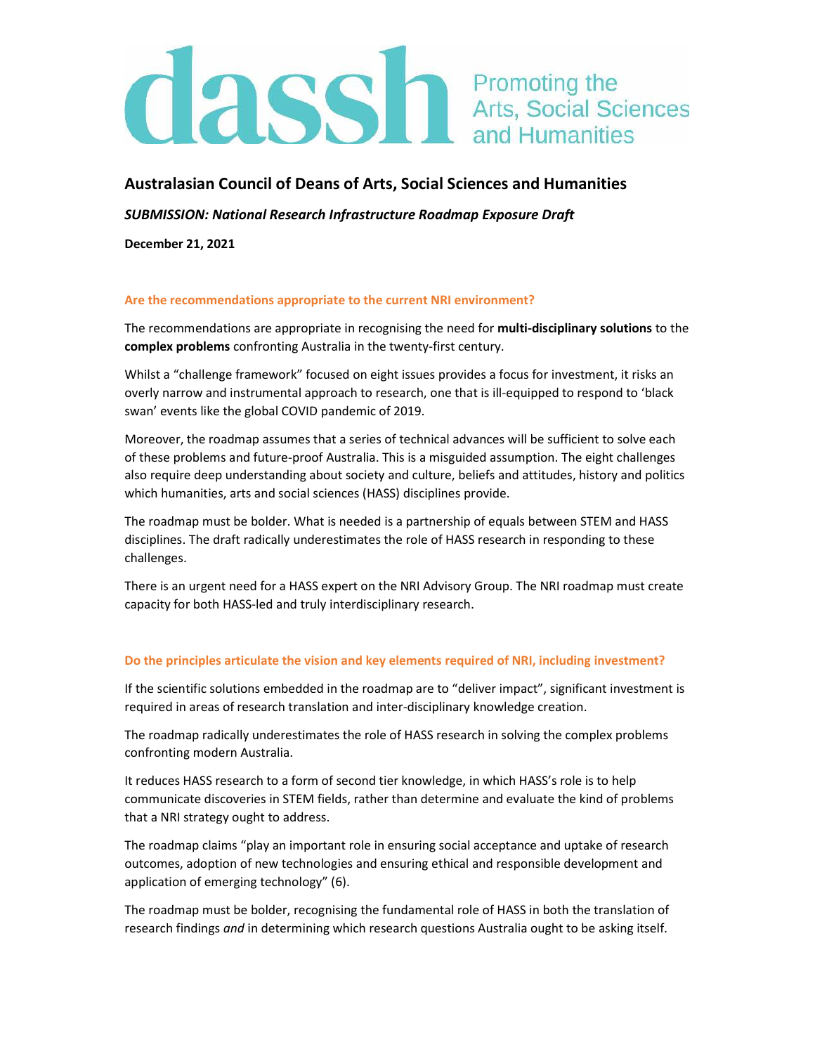dassh Promoting the Arts, Social Sciences and Humanities

## Australasian Council of Deans of Arts, Social Sciences and Humanities

***SUBMISSION: National Research Infrastructure Roadmap Exposure Draft***

**December 21, 2021**

### Are the recommendations appropriate to the current NRI environment?

The recommendations are appropriate in recognising the need for **multi-disciplinary solutions** to the **complex problems** confronting Australia in the twenty-first century.

Whilst a "challenge framework" focused on eight issues provides a focus for investment, it risks an overly narrow and instrumental approach to research, one that is ill-equipped to respond to 'black swan' events like the global COVID pandemic of 2019.

Moreover, the roadmap assumes that a series of technical advances will be sufficient to solve each of these problems and future-proof Australia. This is a misguided assumption. The eight challenges also require deep understanding about society and culture, beliefs and attitudes, history and politics which humanities, arts and social sciences (HASS) disciplines provide.

The roadmap must be bolder. What is needed is a partnership of equals between STEM and HASS disciplines. The draft radically underestimates the role of HASS research in responding to these challenges.

There is an urgent need for a HASS expert on the NRI Advisory Group. The NRI roadmap must create capacity for both HASS-led and truly interdisciplinary research.

### Do the principles articulate the vision and key elements required of NRI, including investment?

If the scientific solutions embedded in the roadmap are to "deliver impact", significant investment is required in areas of research translation and inter-disciplinary knowledge creation.

The roadmap radically underestimates the role of HASS research in solving the complex problems confronting modern Australia.

It reduces HASS research to a form of second tier knowledge, in which HASS's role is to help communicate discoveries in STEM fields, rather than determine and evaluate the kind of problems that a NRI strategy ought to address.

The roadmap claims "play an important role in ensuring social acceptance and uptake of research outcomes, adoption of new technologies and ensuring ethical and responsible development and application of emerging technology" (6).

The roadmap must be bolder, recognising the fundamental role of HASS in both the translation of research findings *and* in determining which research questions Australia ought to be asking itself.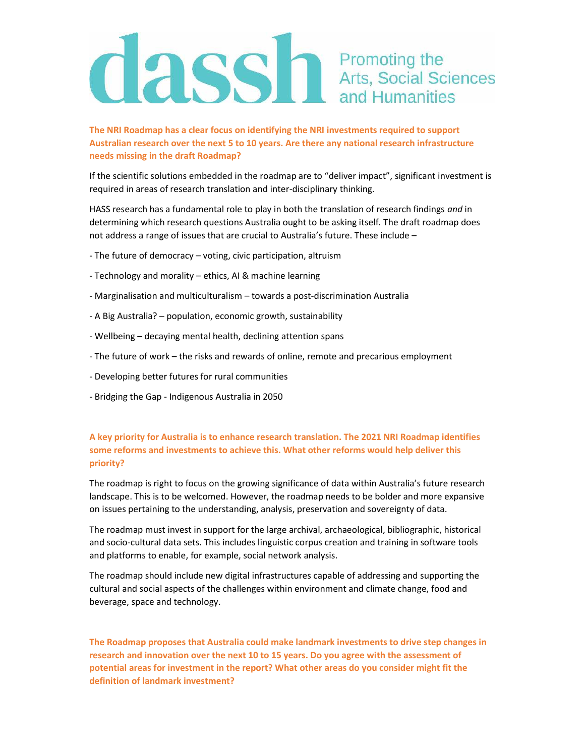**dassh** Promoting the Arts, Social Sciences and Humanities

**The NRI Roadmap has a clear focus on identifying the NRI investments required to support Australian research over the next 5 to 10 years. Are there any national research infrastructure needs missing in the draft Roadmap?**

If the scientific solutions embedded in the roadmap are to "deliver impact", significant investment is required in areas of research translation and inter-disciplinary thinking.

HASS research has a fundamental role to play in both the translation of research findings *and* in determining which research questions Australia ought to be asking itself. The draft roadmap does not address a range of issues that are crucial to Australia's future. These include –

- The future of democracy – voting, civic participation, altruism
- Technology and morality – ethics, AI & machine learning
- Marginalisation and multiculturalism – towards a post-discrimination Australia
- A Big Australia? – population, economic growth, sustainability
- Wellbeing – decaying mental health, declining attention spans
- The future of work – the risks and rewards of online, remote and precarious employment
- Developing better futures for rural communities
- Bridging the Gap - Indigenous Australia in 2050

**A key priority for Australia is to enhance research translation. The 2021 NRI Roadmap identifies some reforms and investments to achieve this. What other reforms would help deliver this priority?**

The roadmap is right to focus on the growing significance of data within Australia's future research landscape. This is to be welcomed. However, the roadmap needs to be bolder and more expansive on issues pertaining to the understanding, analysis, preservation and sovereignty of data.

The roadmap must invest in support for the large archival, archaeological, bibliographic, historical and socio-cultural data sets. This includes linguistic corpus creation and training in software tools and platforms to enable, for example, social network analysis.

The roadmap should include new digital infrastructures capable of addressing and supporting the cultural and social aspects of the challenges within environment and climate change, food and beverage, space and technology.

**The Roadmap proposes that Australia could make landmark investments to drive step changes in research and innovation over the next 10 to 15 years. Do you agree with the assessment of potential areas for investment in the report? What other areas do you consider might fit the definition of landmark investment?**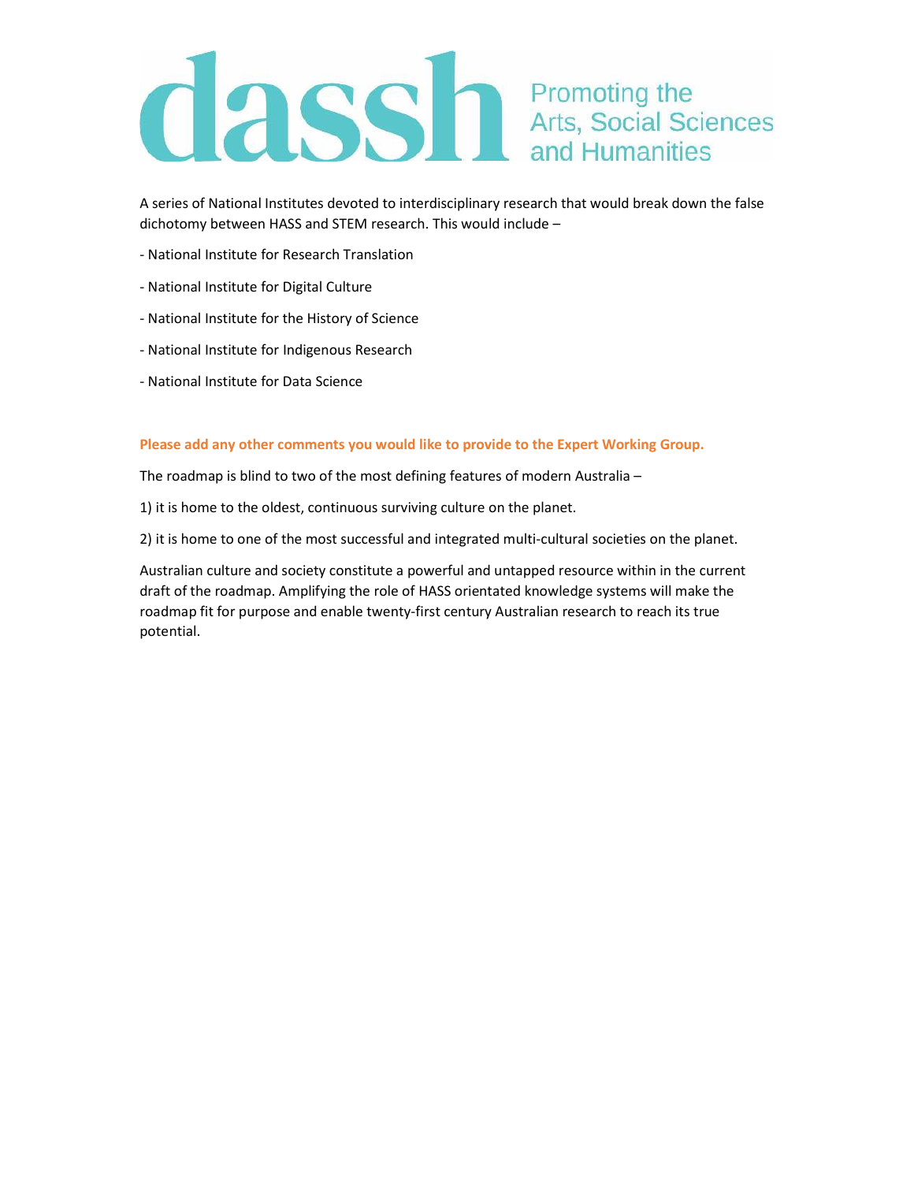A series of National Institutes devoted to interdisciplinary research that would break down the false dichotomy between HASS and STEM research. This would include –

- National Institute for Research Translation
- National Institute for Digital Culture
- National Institute for the History of Science
- National Institute for Indigenous Research
- National Institute for Data Science

**Please add any other comments you would like to provide to the Expert Working Group.**

The roadmap is blind to two of the most defining features of modern Australia –

1) it is home to the oldest, continuous surviving culture on the planet.

2) it is home to one of the most successful and integrated multi-cultural societies on the planet.

Australian culture and society constitute a powerful and untapped resource within in the current draft of the roadmap. Amplifying the role of HASS orientated knowledge systems will make the roadmap fit for purpose and enable twenty-first century Australian research to reach its true potential.